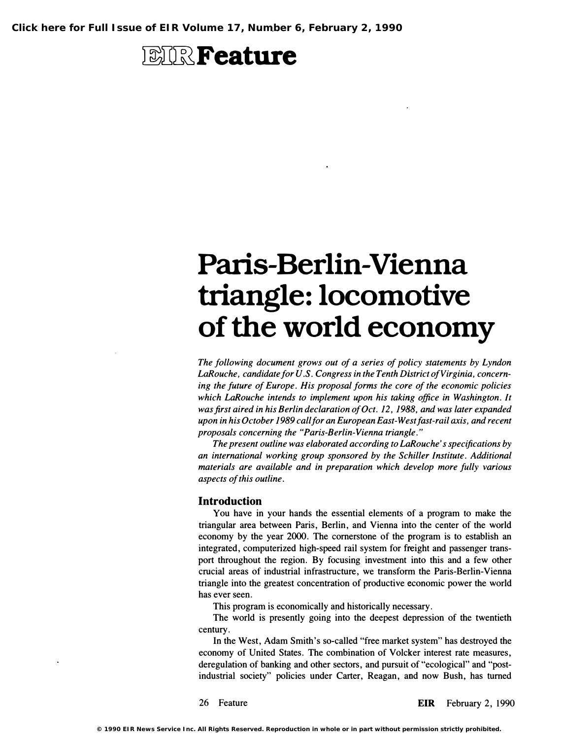# Paris-Berlin-Vienna triangle: locomotive of the world economy

*The following document grows out of a series of policy statements by Lyndon LaRouche, candidate for U.S. Congress in the Tenth District of Virginia, concerning the future of Europe. His proposal forms the core of the economic policies which LaRouche intends to implement upon his taking office in Washington. It was first aired in his Berlin declaration of Oct. 12, 1988, and was later expanded upon in his October 1989 call for an European East-West fast-rail axis, and recent proposals concerning the "Paris-Berlin-Vienna triangle."*

*The present outline was elaborated according to LaRouche's specifications by an international working group sponsored by the Schiller Institute. Additional materials are available and in preparation which develop more fully various aspects of this outline.*

## Introduction

You have in your hands the essential elements of a program to make the triangular area between Paris, Berlin, and Vienna into the center of the world economy by the year 2000. The cornerstone of the program is to establish an integrated, computerized high-speed rail system for freight and passenger transport throughout the region. By focusing investment into this and a few other crucial areas of industrial infrastructure, we transform the Paris-Berlin-Vienna triangle into the greatest concentration of productive economic power the world has ever seen.

This program is economically and historically necessary.

The world is presently going into the deepest depression of the twentieth century.

In the West, Adam Smith's so-called "free market system" has destroyed the economy of United States. The combination of Volcker interest rate measures, deregulation of banking and other sectors, and pursuit of "ecological" and "post-industrial society" policies under Carter, Reagan, and now Bush, has turned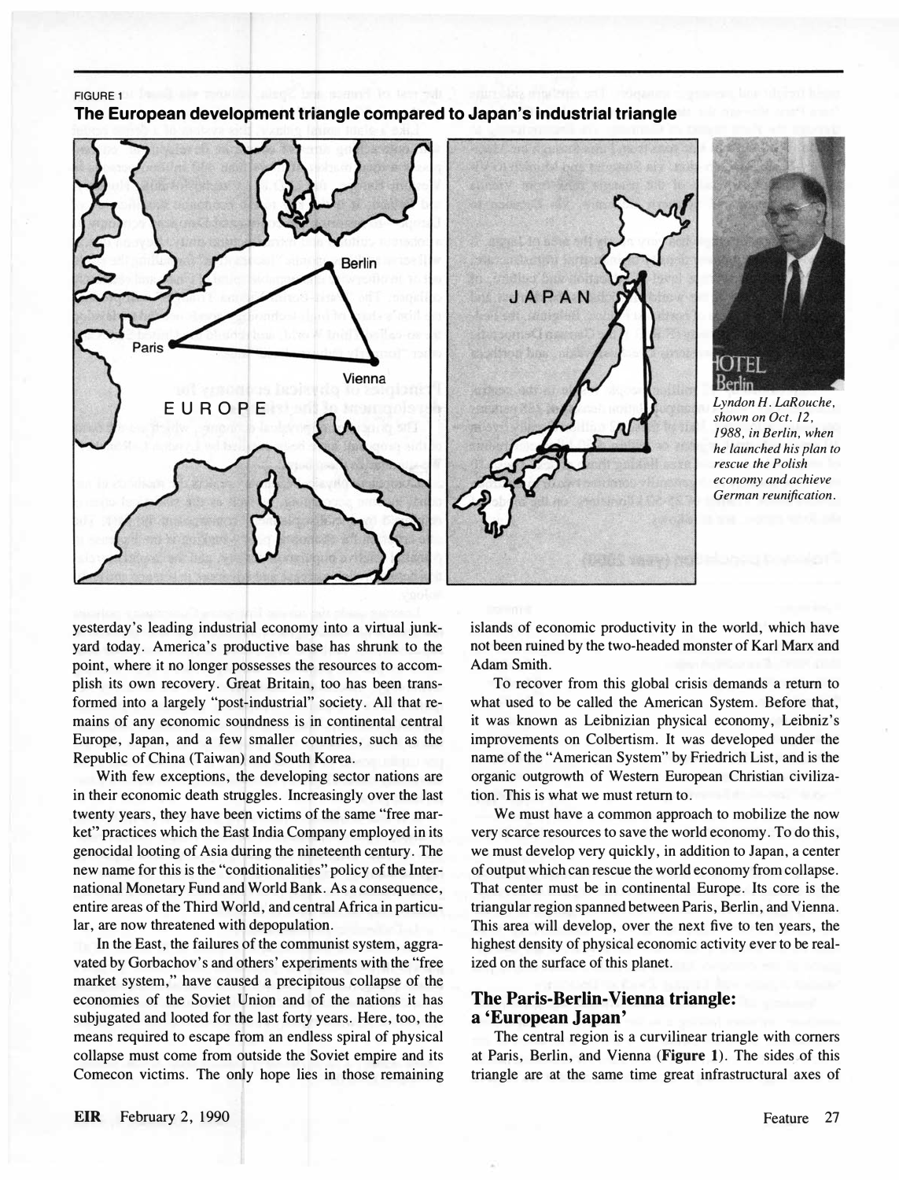FIGURE 1

**The European development triangle compared to Japan's industrial triangle**

Berlin

Paris

Vienna

EUROPE

JAPAN

*Lyndon H. LaRouche, shown on Oct. 12, 1988, in Berlin, when he launched his plan to rescue the Polish economy and achieve German reunification.*

yesterday's leading industrial economy into a virtual junkyard today. America's productive base has shrunk to the point, where it no longer possesses the resources to accomplish its own recovery. Great Britain, too has been transformed into a largely "post-industrial" society. All that remains of any economic soundness is in continental central Europe, Japan, and a few smaller countries, such as the Republic of China (Taiwan) and South Korea.

With few exceptions, the developing sector nations are in their economic death struggles. Increasingly over the last twenty years, they have been victims of the same "free market" practices which the East India Company employed in its genocidal looting of Asia during the nineteenth century. The new name for this is the "conditionalities" policy of the International Monetary Fund and World Bank. As a consequence, entire areas of the Third World, and central Africa in particular, are now threatened with depopulation.

In the East, the failures of the communist system, aggravated by Gorbachov's and others' experiments with the "free market system," have caused a precipitous collapse of the economies of the Soviet Union and of the nations it has subjugated and looted for the last forty years. Here, too, the means required to escape from an endless spiral of physical collapse must come from outside the Soviet empire and its Comecon victims. The only hope lies in those remaining islands of economic productivity in the world, which have not been ruined by the two-headed monster of Karl Marx and Adam Smith.

To recover from this global crisis demands a return to what used to be called the American System. Before that, it was known as Leibnizian physical economy, Leibniz's improvements on Colbertism. It was developed under the name of the "American System" by Friedrich List, and is the organic outgrowth of Western European Christian civilization. This is what we must return to.

We must have a common approach to mobilize the now very scarce resources to save the world economy. To do this, we must develop very quickly, in addition to Japan, a center of output which can rescue the world economy from collapse. That center must be in continental Europe. Its core is the triangular region spanned between Paris, Berlin, and Vienna. This area will develop, over the next five to ten years, the highest density of physical economic activity ever to be realized on the surface of this planet.

## The Paris-Berlin-Vienna triangle: a 'European Japan'

The central region is a curvilinear triangle with corners at Paris, Berlin, and Vienna (**Figure 1**). The sides of this triangle are at the same time great infrastructural axes of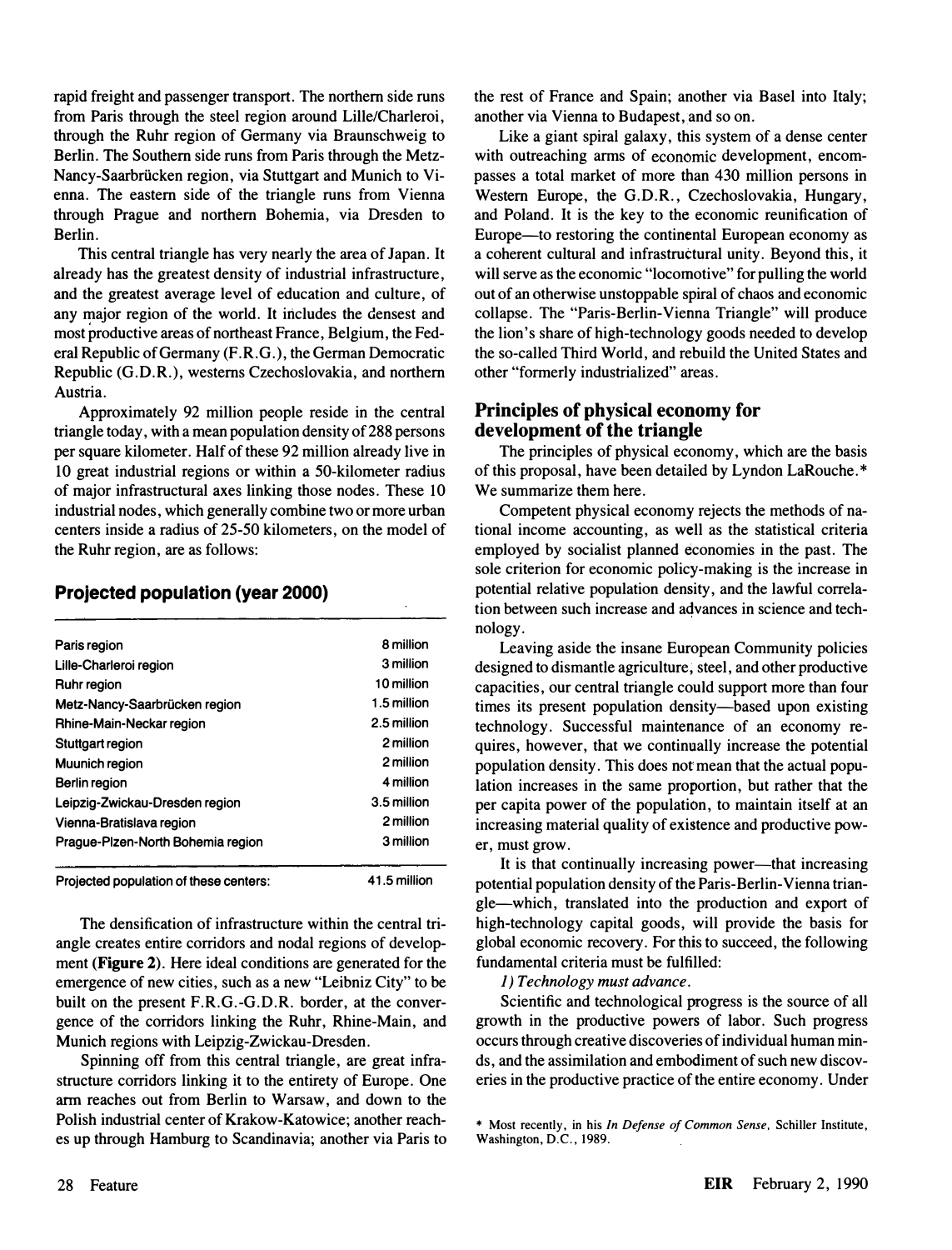rapid freight and passenger transport. The northern side runs from Paris through the steel region around Lille/Charleroi, through the Ruhr region of Germany via Braunschweig to Berlin. The Southern side runs from Paris through the Metz-Nancy-Saarbrücken region, via Stuttgart and Munich to Vienna. The eastern side of the triangle runs from Vienna through Prague and northern Bohemia, via Dresden to Berlin.

This central triangle has very nearly the area of Japan. It already has the greatest density of industrial infrastructure, and the greatest average level of education and culture, of any major region of the world. It includes the densest and most productive areas of northeast France, Belgium, the Federal Republic of Germany (F.R.G.), the German Democratic Republic (G.D.R.), westerns Czechoslovakia, and northern Austria.

Approximately 92 million people reside in the central triangle today, with a mean population density of 288 persons per square kilometer. Half of these 92 million already live in 10 great industrial regions or within a 50-kilometer radius of major infrastructural axes linking those nodes. These 10 industrial nodes, which generally combine two or more urban centers inside a radius of 25-50 kilometers, on the model of the Ruhr region, are as follows:

### Projected population (year 2000)

| | |
|---|---|
| Paris region | 8 million |
| Lille-Charleroi region | 3 million |
| Ruhr region | 10 million |
| Metz-Nancy-Saarbrücken region | 1.5 million |
| Rhine-Main-Neckar region | 2.5 million |
| Stuttgart region | 2 million |
| Muunich region | 2 million |
| Berlin region | 4 million |
| Leipzig-Zwickau-Dresden region | 3.5 million |
| Vienna-Bratislava region | 2 million |
| Prague-Plzen-North Bohemia region | 3 million |
| Projected population of these centers: | 41.5 million |

The densification of infrastructure within the central triangle creates entire corridors and nodal regions of development (**Figure 2**). Here ideal conditions are generated for the emergence of new cities, such as a new "Leibniz City" to be built on the present F.R.G.-G.D.R. border, at the convergence of the corridors linking the Ruhr, Rhine-Main, and Munich regions with Leipzig-Zwickau-Dresden.

Spinning off from this central triangle, are great infrastructure corridors linking it to the entirety of Europe. One arm reaches out from Berlin to Warsaw, and down to the Polish industrial center of Krakow-Katowice; another reaches up through Hamburg to Scandinavia; another via Paris to the rest of France and Spain; another via Basel into Italy; another via Vienna to Budapest, and so on.

Like a giant spiral galaxy, this system of a dense center with outreaching arms of economic development, encompasses a total market of more than 430 million persons in Western Europe, the G.D.R., Czechoslovakia, Hungary, and Poland. It is the key to the economic reunification of Europe—to restoring the continental European economy as a coherent cultural and infrastructural unity. Beyond this, it will serve as the economic "locomotive" for pulling the world out of an otherwise unstoppable spiral of chaos and economic collapse. The "Paris-Berlin-Vienna Triangle" will produce the lion's share of high-technology goods needed to develop the so-called Third World, and rebuild the United States and other "formerly industrialized" areas.

## Principles of physical economy for development of the triangle

The principles of physical economy, which are the basis of this proposal, have been detailed by Lyndon LaRouche.* We summarize them here.

Competent physical economy rejects the methods of national income accounting, as well as the statistical criteria employed by socialist planned economies in the past. The sole criterion for economic policy-making is the increase in potential relative population density, and the lawful correlation between such increase and advances in science and technology.

Leaving aside the insane European Community policies designed to dismantle agriculture, steel, and other productive capacities, our central triangle could support more than four times its present population density—based upon existing technology. Successful maintenance of an economy requires, however, that we continually increase the potential population density. This does not mean that the actual population increases in the same proportion, but rather that the per capita power of the population, to maintain itself at an increasing material quality of existence and productive power, must grow.

It is that continually increasing power—that increasing potential population density of the Paris-Berlin-Vienna triangle—which, translated into the production and export of high-technology capital goods, will provide the basis for global economic recovery. For this to succeed, the following fundamental criteria must be fulfilled:

*1) Technology must advance.*

Scientific and technological progress is the source of all growth in the productive powers of labor. Such progress occurs through creative discoveries of individual human minds, and the assimilation and embodiment of such new discoveries in the productive practice of the entire economy. Under

\* Most recently, in his *In Defense of Common Sense,* Schiller Institute, Washington, D.C., 1989.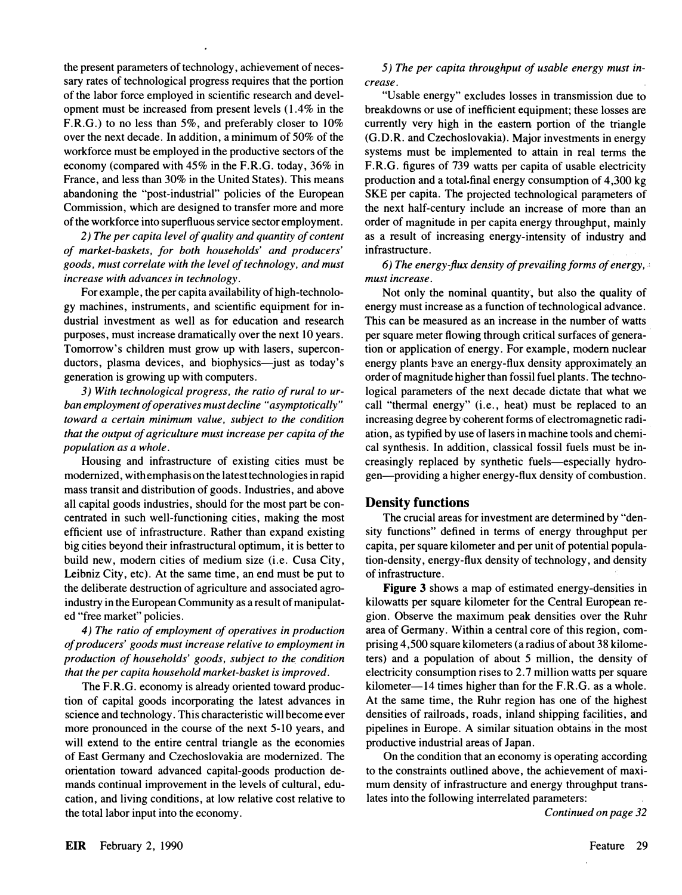the present parameters of technology, achievement of necessary rates of technological progress requires that the portion of the labor force employed in scientific research and development must be increased from present levels (1.4% in the F.R.G.) to no less than 5%, and preferably closer to 10% over the next decade. In addition, a minimum of 50% of the workforce must be employed in the productive sectors of the economy (compared with 45% in the F.R.G. today, 36% in France, and less than 30% in the United States). This means abandoning the "post-industrial" policies of the European Commission, which are designed to transfer more and more of the workforce into superfluous service sector employment.

*2) The per capita level of quality and quantity of content of market-baskets, for both households' and producers' goods, must correlate with the level of technology, and must increase with advances in technology.*

For example, the per capita availability of high-technology machines, instruments, and scientific equipment for industrial investment as well as for education and research purposes, must increase dramatically over the next 10 years. Tomorrow's children must grow up with lasers, superconductors, plasma devices, and biophysics—just as today's generation is growing up with computers.

*3) With technological progress, the ratio of rural to urban employment of operatives must decline "asymptotically" toward a certain minimum value, subject to the condition that the output of agriculture must increase per capita of the population as a whole.*

Housing and infrastructure of existing cities must be modernized, with emphasis on the latest technologies in rapid mass transit and distribution of goods. Industries, and above all capital goods industries, should for the most part be concentrated in such well-functioning cities, making the most efficient use of infrastructure. Rather than expand existing big cities beyond their infrastructural optimum, it is better to build new, modern cities of medium size (i.e. Cusa City, Leibniz City, etc). At the same time, an end must be put to the deliberate destruction of agriculture and associated agroindustry in the European Community as a result of manipulated "free market" policies.

*4) The ratio of employment of operatives in production of producers' goods must increase relative to employment in production of households' goods, subject to the condition that the per capita household market-basket is improved.*

The F.R.G. economy is already oriented toward production of capital goods incorporating the latest advances in science and technology. This characteristic will become ever more pronounced in the course of the next 5-10 years, and will extend to the entire central triangle as the economies of East Germany and Czechoslovakia are modernized. The orientation toward advanced capital-goods production demands continual improvement in the levels of cultural, education, and living conditions, at low relative cost relative to the total labor input into the economy.

*5) The per capita throughput of usable energy must increase.*

"Usable energy" excludes losses in transmission due to breakdowns or use of inefficient equipment; these losses are currently very high in the eastern portion of the triangle (G.D.R. and Czechoslovakia). Major investments in energy systems must be implemented to attain in real terms the F.R.G. figures of 739 watts per capita of usable electricity production and a total final energy consumption of 4,300 kg SKE per capita. The projected technological parameters of the next half-century include an increase of more than an order of magnitude in per capita energy throughput, mainly as a result of increasing energy-intensity of industry and infrastructure.

*6) The energy-flux density of prevailing forms of energy, must increase.*

Not only the nominal quantity, but also the quality of energy must increase as a function of technological advance. This can be measured as an increase in the number of watts per square meter flowing through critical surfaces of generation or application of energy. For example, modern nuclear energy plants have an energy-flux density approximately an order of magnitude higher than fossil fuel plants. The technological parameters of the next decade dictate that what we call "thermal energy" (i.e., heat) must be replaced to an increasing degree by coherent forms of electromagnetic radiation, as typified by use of lasers in machine tools and chemical synthesis. In addition, classical fossil fuels must be increasingly replaced by synthetic fuels—especially hydrogen—providing a higher energy-flux density of combustion.

## Density functions

The crucial areas for investment are determined by "density functions" defined in terms of energy throughput per capita, per square kilometer and per unit of potential population-density, energy-flux density of technology, and density of infrastructure.

**Figure 3** shows a map of estimated energy-densities in kilowatts per square kilometer for the Central European region. Observe the maximum peak densities over the Ruhr area of Germany. Within a central core of this region, comprising 4,500 square kilometers (a radius of about 38 kilometers) and a population of about 5 million, the density of electricity consumption rises to 2.7 million watts per square kilometer—14 times higher than for the F.R.G. as a whole. At the same time, the Ruhr region has one of the highest densities of railroads, roads, inland shipping facilities, and pipelines in Europe. A similar situation obtains in the most productive industrial areas of Japan.

On the condition that an economy is operating according to the constraints outlined above, the achievement of maximum density of infrastructure and energy throughput translates into the following interrelated parameters:

*Continued on page 32*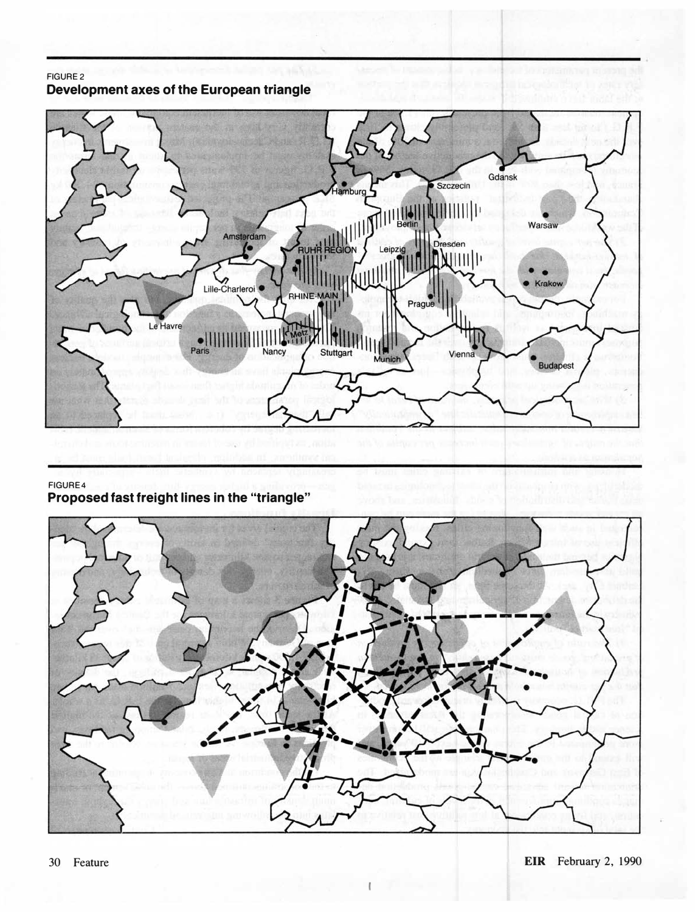FIGURE 2
**Development axes of the European triangle**

Hamburg
Szczecin
Gdansk
Berlin
Warsaw
Amsterdam
RUHR REGION
Leipzig
Dresden
Krakow
Lille-Charleroi
RHINE-MAIN
Prague
Le Havre
Metz
Paris
Nancy
Stuttgart
Munich
Vienna
Budapest

FIGURE 4
**Proposed fast freight lines in the "triangle"**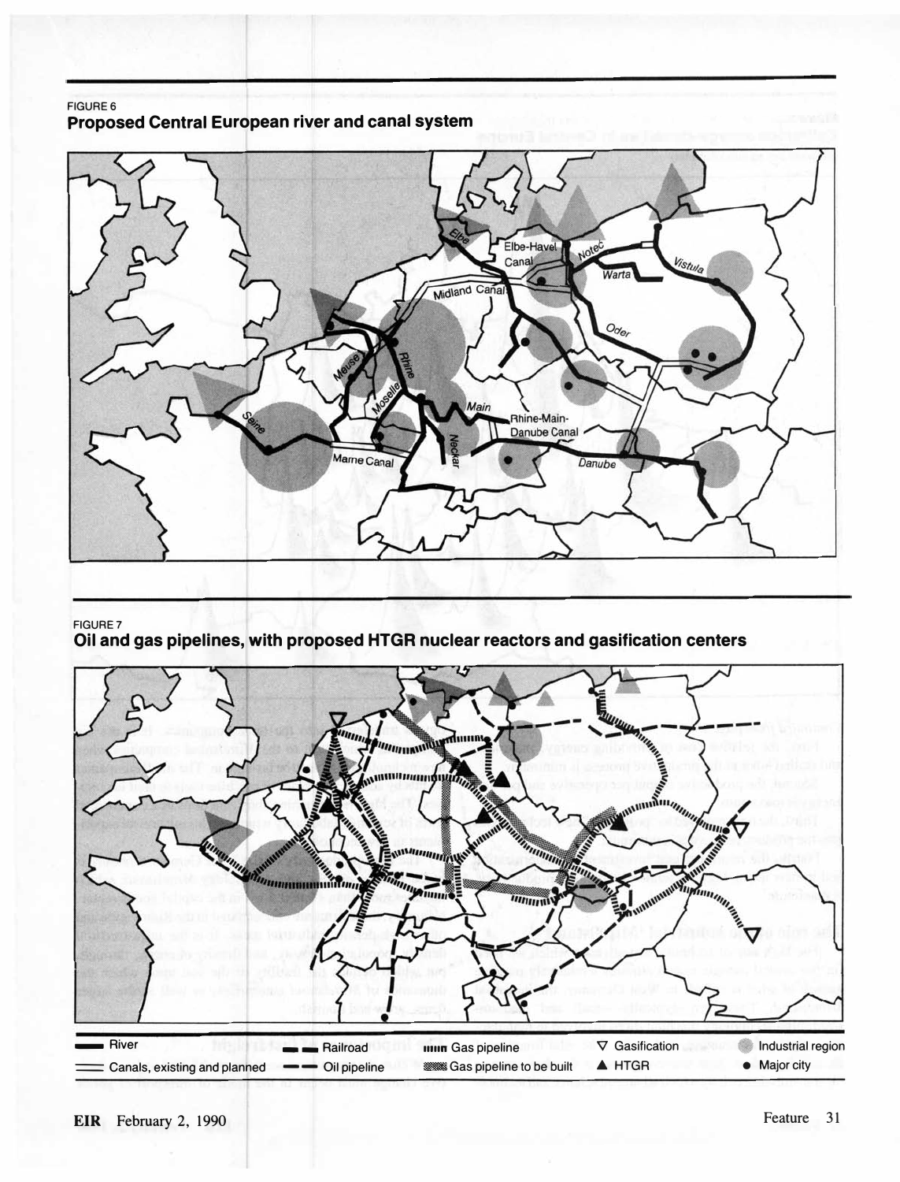FIGURE 6

**Proposed Central European river and canal system**

Elbe

Elbe-Havel Canal

Notec

Warta

Vistula

Midland Canal

Oder

Meuse

Rhine

Moselle

Main

Rhine-Main-Danube Canal

Seine

Marne Canal

Neckar

Danube

FIGURE 7

**Oil and gas pipelines, with proposed HTGR nuclear reactors and gasification centers**

River

Canals, existing and planned

Railroad

Oil pipeline

Gas pipeline

Gas pipeline to be built

Gasification

HTGR

Industrial region

Major city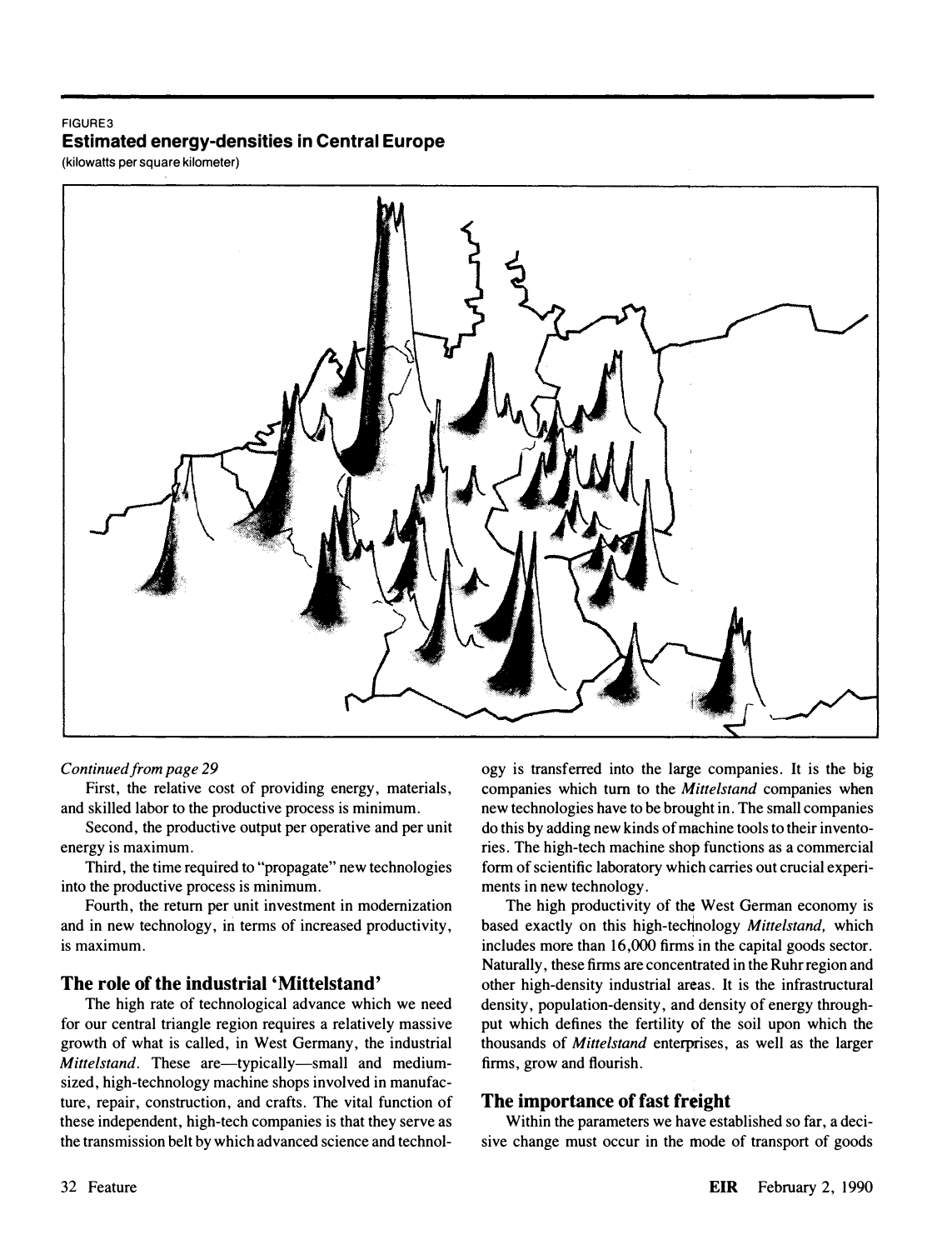FIGURE 3

**Estimated energy-densities in Central Europe**

(kilowatts per square kilometer)

*Continued from page 29*

First, the relative cost of providing energy, materials, and skilled labor to the productive process is minimum.

Second, the productive output per operative and per unit energy is maximum.

Third, the time required to "propagate" new technologies into the productive process is minimum.

Fourth, the return per unit investment in modernization and in new technology, in terms of increased productivity, is maximum.

## The role of the industrial 'Mittelstand'

The high rate of technological advance which we need for our central triangle region requires a relatively massive growth of what is called, in West Germany, the industrial *Mittelstand*. These are—typically—small and medium-sized, high-technology machine shops involved in manufacture, repair, construction, and crafts. The vital function of these independent, high-tech companies is that they serve as the transmission belt by which advanced science and technology is transferred into the large companies. It is the big companies which turn to the *Mittelstand* companies when new technologies have to be brought in. The small companies do this by adding new kinds of machine tools to their inventories. The high-tech machine shop functions as a commercial form of scientific laboratory which carries out crucial experiments in new technology.

The high productivity of the West German economy is based exactly on this high-technology *Mittelstand,* which includes more than 16,000 firms in the capital goods sector. Naturally, these firms are concentrated in the Ruhr region and other high-density industrial areas. It is the infrastructural density, population-density, and density of energy throughput which defines the fertility of the soil upon which the thousands of *Mittelstand* enterprises, as well as the larger firms, grow and flourish.

## The importance of fast freight

Within the parameters we have established so far, a decisive change must occur in the mode of transport of goods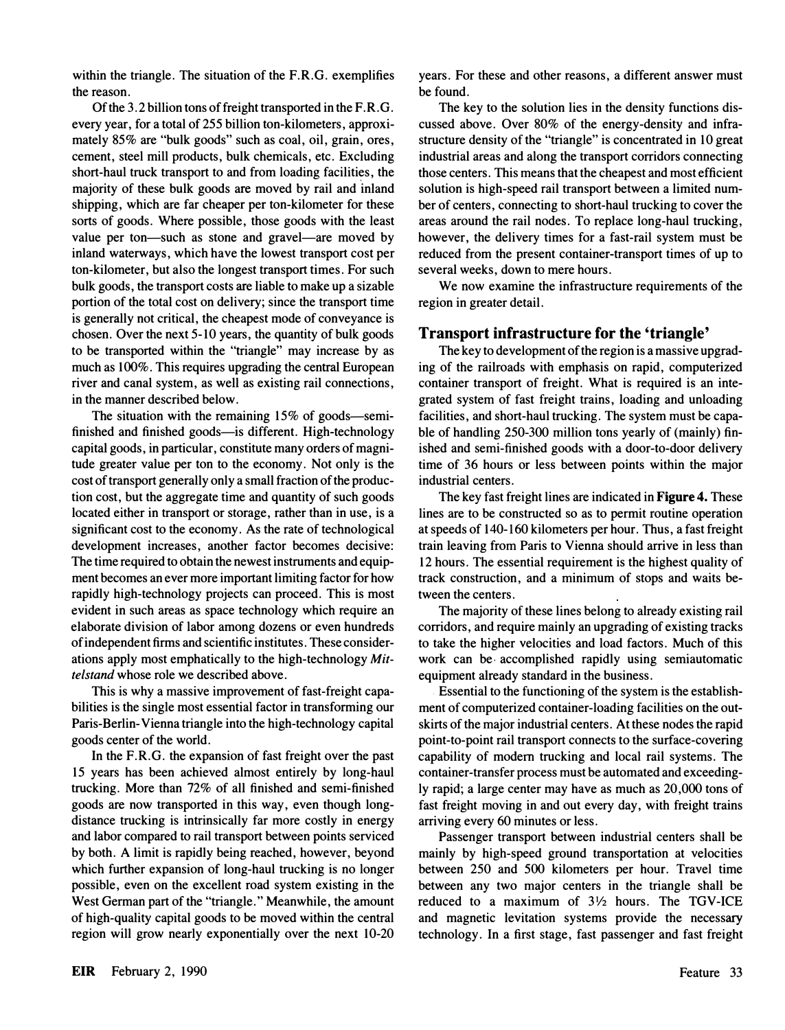within the triangle. The situation of the F.R.G. exemplifies the reason.

Of the 3.2 billion tons of freight transported in the F.R.G. every year, for a total of 255 billion ton-kilometers, approximately 85% are "bulk goods" such as coal, oil, grain, ores, cement, steel mill products, bulk chemicals, etc. Excluding short-haul truck transport to and from loading facilities, the majority of these bulk goods are moved by rail and inland shipping, which are far cheaper per ton-kilometer for these sorts of goods. Where possible, those goods with the least value per ton—such as stone and gravel—are moved by inland waterways, which have the lowest transport cost per ton-kilometer, but also the longest transport times. For such bulk goods, the transport costs are liable to make up a sizable portion of the total cost on delivery; since the transport time is generally not critical, the cheapest mode of conveyance is chosen. Over the next 5-10 years, the quantity of bulk goods to be transported within the "triangle" may increase by as much as 100%. This requires upgrading the central European river and canal system, as well as existing rail connections, in the manner described below.

The situation with the remaining 15% of goods—semi-finished and finished goods—is different. High-technology capital goods, in particular, constitute many orders of magnitude greater value per ton to the economy. Not only is the cost of transport generally only a small fraction of the production cost, but the aggregate time and quantity of such goods located either in transport or storage, rather than in use, is a significant cost to the economy. As the rate of technological development increases, another factor becomes decisive: The time required to obtain the newest instruments and equipment becomes an ever more important limiting factor for how rapidly high-technology projects can proceed. This is most evident in such areas as space technology which require an elaborate division of labor among dozens or even hundreds of independent firms and scientific institutes. These considerations apply most emphatically to the high-technology *Mittelstand* whose role we described above.

This is why a massive improvement of fast-freight capabilities is the single most essential factor in transforming our Paris-Berlin-Vienna triangle into the high-technology capital goods center of the world.

In the F.R.G. the expansion of fast freight over the past 15 years has been achieved almost entirely by long-haul trucking. More than 72% of all finished and semi-finished goods are now transported in this way, even though long-distance trucking is intrinsically far more costly in energy and labor compared to rail transport between points serviced by both. A limit is rapidly being reached, however, beyond which further expansion of long-haul trucking is no longer possible, even on the excellent road system existing in the West German part of the "triangle." Meanwhile, the amount of high-quality capital goods to be moved within the central region will grow nearly exponentially over the next 10-20 years. For these and other reasons, a different answer must be found.

The key to the solution lies in the density functions discussed above. Over 80% of the energy-density and infrastructure density of the "triangle" is concentrated in 10 great industrial areas and along the transport corridors connecting those centers. This means that the cheapest and most efficient solution is high-speed rail transport between a limited number of centers, connecting to short-haul trucking to cover the areas around the rail nodes. To replace long-haul trucking, however, the delivery times for a fast-rail system must be reduced from the present container-transport times of up to several weeks, down to mere hours.

We now examine the infrastructure requirements of the region in greater detail.

## Transport infrastructure for the 'triangle'

The key to development of the region is a massive upgrading of the railroads with emphasis on rapid, computerized container transport of freight. What is required is an integrated system of fast freight trains, loading and unloading facilities, and short-haul trucking. The system must be capable of handling 250-300 million tons yearly of (mainly) finished and semi-finished goods with a door-to-door delivery time of 36 hours or less between points within the major industrial centers.

The key fast freight lines are indicated in **Figure 4.** These lines are to be constructed so as to permit routine operation at speeds of 140-160 kilometers per hour. Thus, a fast freight train leaving from Paris to Vienna should arrive in less than 12 hours. The essential requirement is the highest quality of track construction, and a minimum of stops and waits between the centers.

The majority of these lines belong to already existing rail corridors, and require mainly an upgrading of existing tracks to take the higher velocities and load factors. Much of this work can be accomplished rapidly using semiautomatic equipment already standard in the business.

Essential to the functioning of the system is the establishment of computerized container-loading facilities on the outskirts of the major industrial centers. At these nodes the rapid point-to-point rail transport connects to the surface-covering capability of modern trucking and local rail systems. The container-transfer process must be automated and exceedingly rapid; a large center may have as much as 20,000 tons of fast freight moving in and out every day, with freight trains arriving every 60 minutes or less.

Passenger transport between industrial centers shall be mainly by high-speed ground transportation at velocities between 250 and 500 kilometers per hour. Travel time between any two major centers in the triangle shall be reduced to a maximum of 3½ hours. The TGV-ICE and magnetic levitation systems provide the necessary technology. In a first stage, fast passenger and fast freight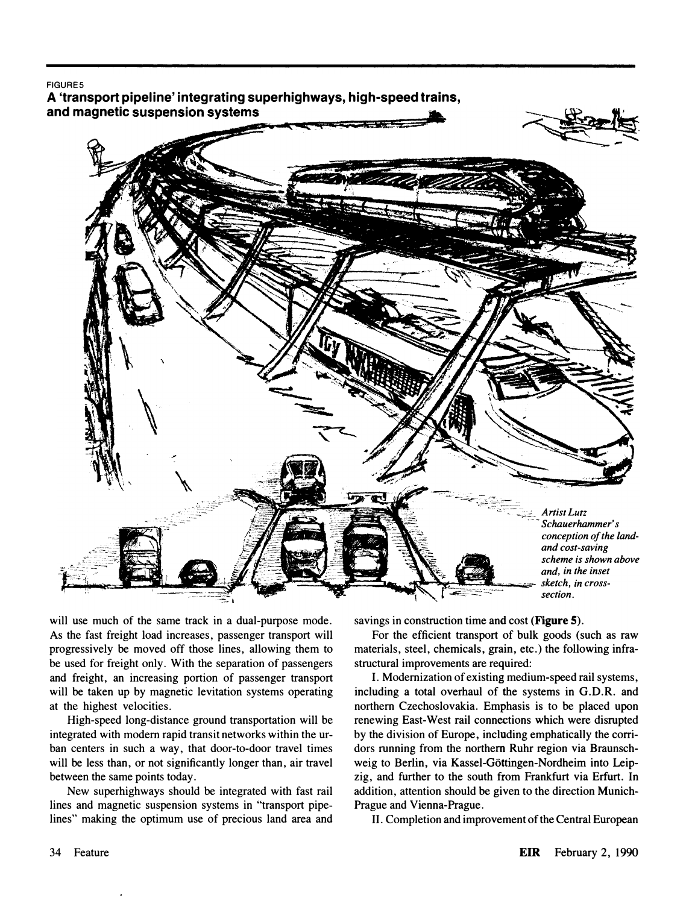FIGURE 5

**A 'transport pipeline' integrating superhighways, high-speed trains, and magnetic suspension systems**

*Artist Lutz Schauerhammer's conception of the land- and cost-saving scheme is shown above and, in the inset sketch, in cross-section.*

will use much of the same track in a dual-purpose mode. As the fast freight load increases, passenger transport will progressively be moved off those lines, allowing them to be used for freight only. With the separation of passengers and freight, an increasing portion of passenger transport will be taken up by magnetic levitation systems operating at the highest velocities.

High-speed long-distance ground transportation will be integrated with modern rapid transit networks within the urban centers in such a way, that door-to-door travel times will be less than, or not significantly longer than, air travel between the same points today.

New superhighways should be integrated with fast rail lines and magnetic suspension systems in "transport pipelines" making the optimum use of precious land area and savings in construction time and cost (**Figure 5**).

For the efficient transport of bulk goods (such as raw materials, steel, chemicals, grain, etc.) the following infrastructural improvements are required:

I. Modernization of existing medium-speed rail systems, including a total overhaul of the systems in G.D.R. and northern Czechoslovakia. Emphasis is to be placed upon renewing East-West rail connections which were disrupted by the division of Europe, including emphatically the corridors running from the northern Ruhr region via Braunschweig to Berlin, via Kassel-Göttingen-Nordheim into Leipzig, and further to the south from Frankfurt via Erfurt. In addition, attention should be given to the direction Munich-Prague and Vienna-Prague.

II. Completion and improvement of the Central European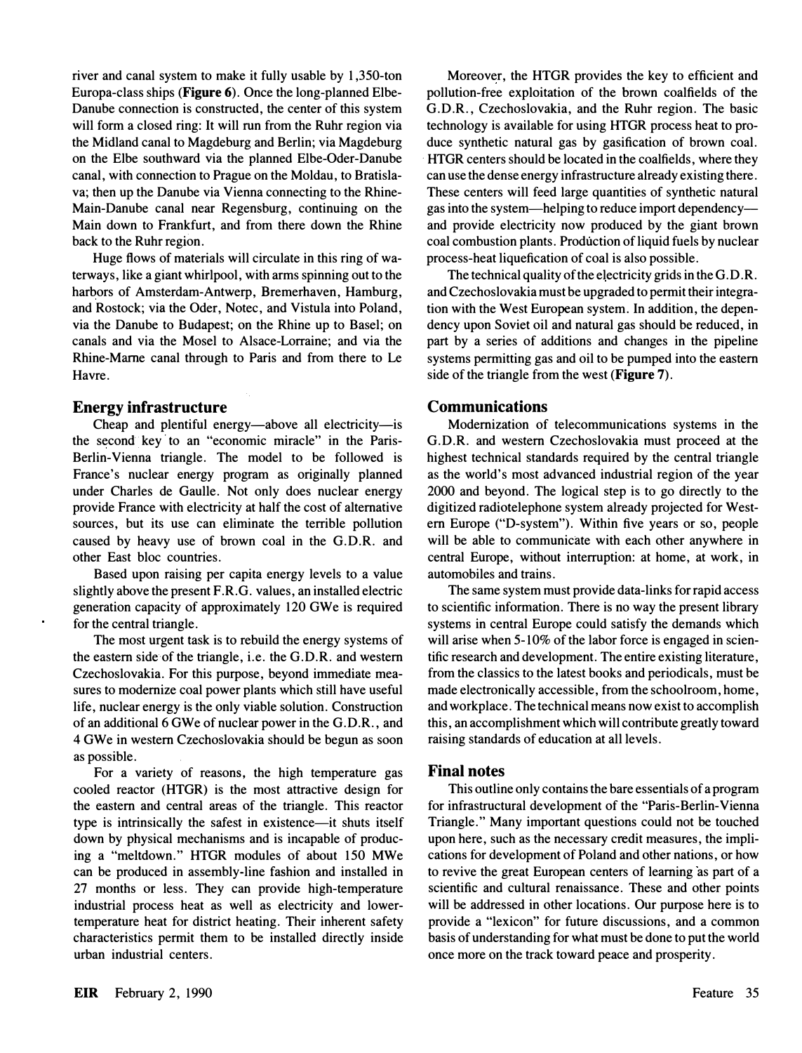river and canal system to make it fully usable by 1,350-ton Europa-class ships (**Figure 6**). Once the long-planned Elbe-Danube connection is constructed, the center of this system will form a closed ring: It will run from the Ruhr region via the Midland canal to Magdeburg and Berlin; via Magdeburg on the Elbe southward via the planned Elbe-Oder-Danube canal, with connection to Prague on the Moldau, to Bratislava; then up the Danube via Vienna connecting to the Rhine-Main-Danube canal near Regensburg, continuing on the Main down to Frankfurt, and from there down the Rhine back to the Ruhr region.

Huge flows of materials will circulate in this ring of waterways, like a giant whirlpool, with arms spinning out to the harbors of Amsterdam-Antwerp, Bremerhaven, Hamburg, and Rostock; via the Oder, Notec, and Vistula into Poland, via the Danube to Budapest; on the Rhine up to Basel; on canals and via the Mosel to Alsace-Lorraine; and via the Rhine-Marne canal through to Paris and from there to Le Havre.

## Energy infrastructure

Cheap and plentiful energy—above all electricity—is the second key to an "economic miracle" in the Paris-Berlin-Vienna triangle. The model to be followed is France's nuclear energy program as originally planned under Charles de Gaulle. Not only does nuclear energy provide France with electricity at half the cost of alternative sources, but its use can eliminate the terrible pollution caused by heavy use of brown coal in the G.D.R. and other East bloc countries.

Based upon raising per capita energy levels to a value slightly above the present F.R.G. values, an installed electric generation capacity of approximately 120 GWe is required for the central triangle.

The most urgent task is to rebuild the energy systems of the eastern side of the triangle, i.e. the G.D.R. and western Czechoslovakia. For this purpose, beyond immediate measures to modernize coal power plants which still have useful life, nuclear energy is the only viable solution. Construction of an additional 6 GWe of nuclear power in the G.D.R., and 4 GWe in western Czechoslovakia should be begun as soon as possible.

For a variety of reasons, the high temperature gas cooled reactor (HTGR) is the most attractive design for the eastern and central areas of the triangle. This reactor type is intrinsically the safest in existence—it shuts itself down by physical mechanisms and is incapable of producing a "meltdown." HTGR modules of about 150 MWe can be produced in assembly-line fashion and installed in 27 months or less. They can provide high-temperature industrial process heat as well as electricity and lower-temperature heat for district heating. Their inherent safety characteristics permit them to be installed directly inside urban industrial centers.

Moreover, the HTGR provides the key to efficient and pollution-free exploitation of the brown coalfields of the G.D.R., Czechoslovakia, and the Ruhr region. The basic technology is available for using HTGR process heat to produce synthetic natural gas by gasification of brown coal. HTGR centers should be located in the coalfields, where they can use the dense energy infrastructure already existing there. These centers will feed large quantities of synthetic natural gas into the system—helping to reduce import dependency—and provide electricity now produced by the giant brown coal combustion plants. Production of liquid fuels by nuclear process-heat liquefication of coal is also possible.

The technical quality of the electricity grids in the G.D.R. and Czechoslovakia must be upgraded to permit their integration with the West European system. In addition, the dependency upon Soviet oil and natural gas should be reduced, in part by a series of additions and changes in the pipeline systems permitting gas and oil to be pumped into the eastern side of the triangle from the west (**Figure 7**).

## Communications

Modernization of telecommunications systems in the G.D.R. and western Czechoslovakia must proceed at the highest technical standards required by the central triangle as the world's most advanced industrial region of the year 2000 and beyond. The logical step is to go directly to the digitized radiotelephone system already projected for Western Europe ("D-system"). Within five years or so, people will be able to communicate with each other anywhere in central Europe, without interruption: at home, at work, in automobiles and trains.

The same system must provide data-links for rapid access to scientific information. There is no way the present library systems in central Europe could satisfy the demands which will arise when 5-10% of the labor force is engaged in scientific research and development. The entire existing literature, from the classics to the latest books and periodicals, must be made electronically accessible, from the schoolroom, home, and workplace. The technical means now exist to accomplish this, an accomplishment which will contribute greatly toward raising standards of education at all levels.

## Final notes

This outline only contains the bare essentials of a program for infrastructural development of the "Paris-Berlin-Vienna Triangle." Many important questions could not be touched upon here, such as the necessary credit measures, the implications for development of Poland and other nations, or how to revive the great European centers of learning as part of a scientific and cultural renaissance. These and other points will be addressed in other locations. Our purpose here is to provide a "lexicon" for future discussions, and a common basis of understanding for what must be done to put the world once more on the track toward peace and prosperity.